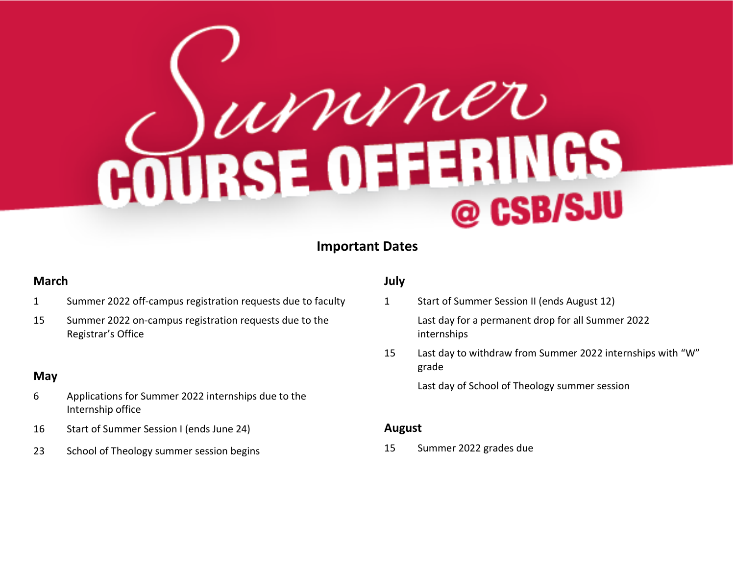# Summer Course Offerings @ CSB/SJU

## Important Dates

### March

1 Summer 2022 off-campus registration requests due to faculty

15 Summer 2022 on-campus registration requests due to the Registrar's Office

### May

6 Applications for Summer 2022 internships due to the Internship office

16 Start of Summer Session I (ends June 24)

23 School of Theology summer session begins

### July

1 Start of Summer Session II (ends August 12)

Last day for a permanent drop for all Summer 2022 internships

15 Last day to withdraw from Summer 2022 internships with "W" grade

Last day of School of Theology summer session

### August

15 Summer 2022 grades due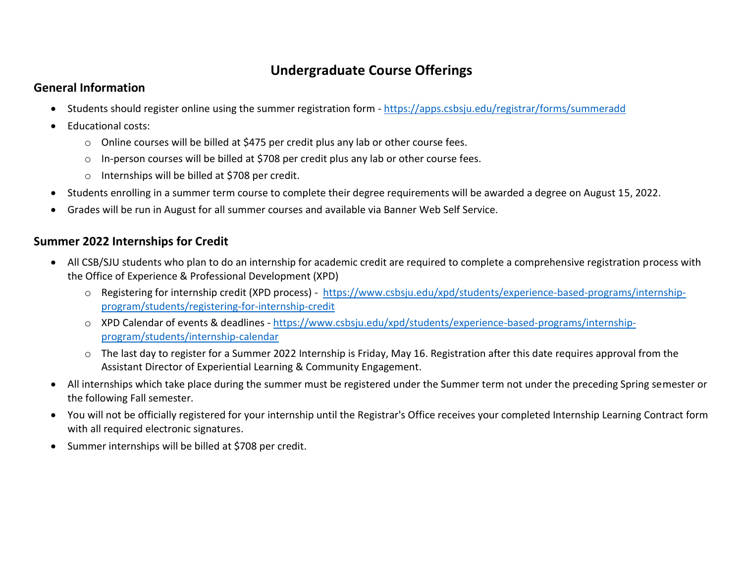# Undergraduate Course Offerings

## General Information

- Students should register online using the summer registration form - https://apps.csbsju.edu/registrar/forms/summeradd
- Educational costs:
  - Online courses will be billed at $475 per credit plus any lab or other course fees.
  - In-person courses will be billed at $708 per credit plus any lab or other course fees.
  - Internships will be billed at $708 per credit.
- Students enrolling in a summer term course to complete their degree requirements will be awarded a degree on August 15, 2022.
- Grades will be run in August for all summer courses and available via Banner Web Self Service.

## Summer 2022 Internships for Credit

- All CSB/SJU students who plan to do an internship for academic credit are required to complete a comprehensive registration process with the Office of Experience & Professional Development (XPD)
  - Registering for internship credit (XPD process) - https://www.csbsju.edu/xpd/students/experience-based-programs/internship-program/students/registering-for-internship-credit
  - XPD Calendar of events & deadlines - https://www.csbsju.edu/xpd/students/experience-based-programs/internship-program/students/internship-calendar
  - The last day to register for a Summer 2022 Internship is Friday, May 16. Registration after this date requires approval from the Assistant Director of Experiential Learning & Community Engagement.
- All internships which take place during the summer must be registered under the Summer term not under the preceding Spring semester or the following Fall semester.
- You will not be officially registered for your internship until the Registrar's Office receives your completed Internship Learning Contract form with all required electronic signatures.
- Summer internships will be billed at $708 per credit.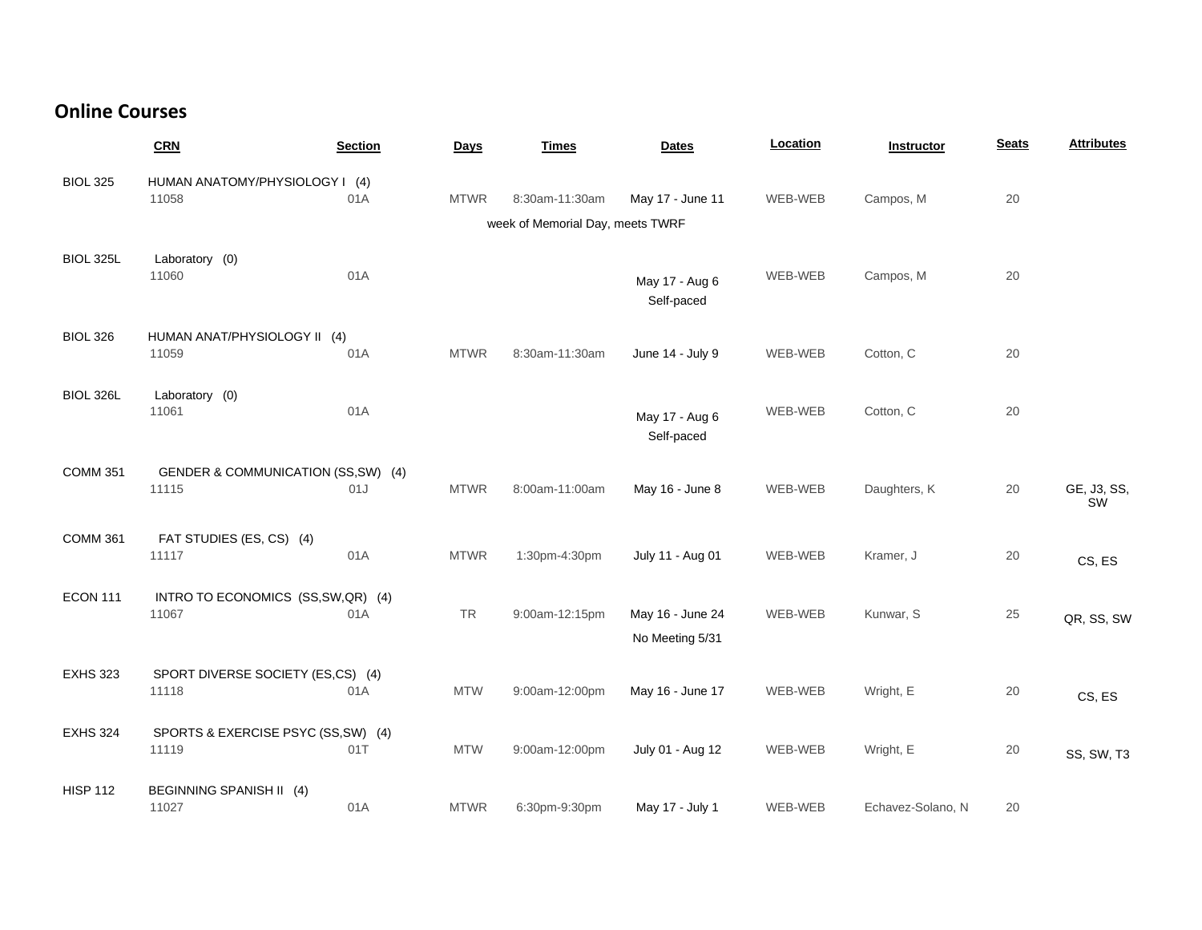## Online Courses

| | CRN | Section | Days | Times | Dates | Location | Instructor | Seats | Attributes |
|---|---|---|---|---|---|---|---|---|---|
| BIOL 325 | HUMAN ANATOMY/PHYSIOLOGY I (4) | | | | | | | | |
| | 11058 | 01A | MTWR | 8:30am-11:30am | May 17 - June 11 | WEB-WEB | Campos, M | 20 | |
| | | | | week of Memorial Day, meets TWRF | | | | | |
| BIOL 325L | Laboratory (0) | | | | | | | | |
| | 11060 | 01A | | | May 17 - Aug 6 Self-paced | WEB-WEB | Campos, M | 20 | |
| BIOL 326 | HUMAN ANAT/PHYSIOLOGY II (4) | | | | | | | | |
| | 11059 | 01A | MTWR | 8:30am-11:30am | June 14 - July 9 | WEB-WEB | Cotton, C | 20 | |
| BIOL 326L | Laboratory (0) | | | | | | | | |
| | 11061 | 01A | | | May 17 - Aug 6 Self-paced | WEB-WEB | Cotton, C | 20 | |
| COMM 351 | GENDER & COMMUNICATION (SS,SW) (4) | | | | | | | | |
| | 11115 | 01J | MTWR | 8:00am-11:00am | May 16 - June 8 | WEB-WEB | Daughters, K | 20 | GE, J3, SS, SW |
| COMM 361 | FAT STUDIES (ES, CS) (4) | | | | | | | | |
| | 11117 | 01A | MTWR | 1:30pm-4:30pm | July 11 - Aug 01 | WEB-WEB | Kramer, J | 20 | CS, ES |
| ECON 111 | INTRO TO ECONOMICS (SS,SW,QR) (4) | | | | | | | | |
| | 11067 | 01A | TR | 9:00am-12:15pm | May 16 - June 24 No Meeting 5/31 | WEB-WEB | Kunwar, S | 25 | QR, SS, SW |
| EXHS 323 | SPORT DIVERSE SOCIETY (ES,CS) (4) | | | | | | | | |
| | 11118 | 01A | MTW | 9:00am-12:00pm | May 16 - June 17 | WEB-WEB | Wright, E | 20 | CS, ES |
| EXHS 324 | SPORTS & EXERCISE PSYC (SS,SW) (4) | | | | | | | | |
| | 11119 | 01T | MTW | 9:00am-12:00pm | July 01 - Aug 12 | WEB-WEB | Wright, E | 20 | SS, SW, T3 |
| HISP 112 | BEGINNING SPANISH II (4) | | | | | | | | |
| | 11027 | 01A | MTWR | 6:30pm-9:30pm | May 17 - July 1 | WEB-WEB | Echavez-Solano, N | 20 | |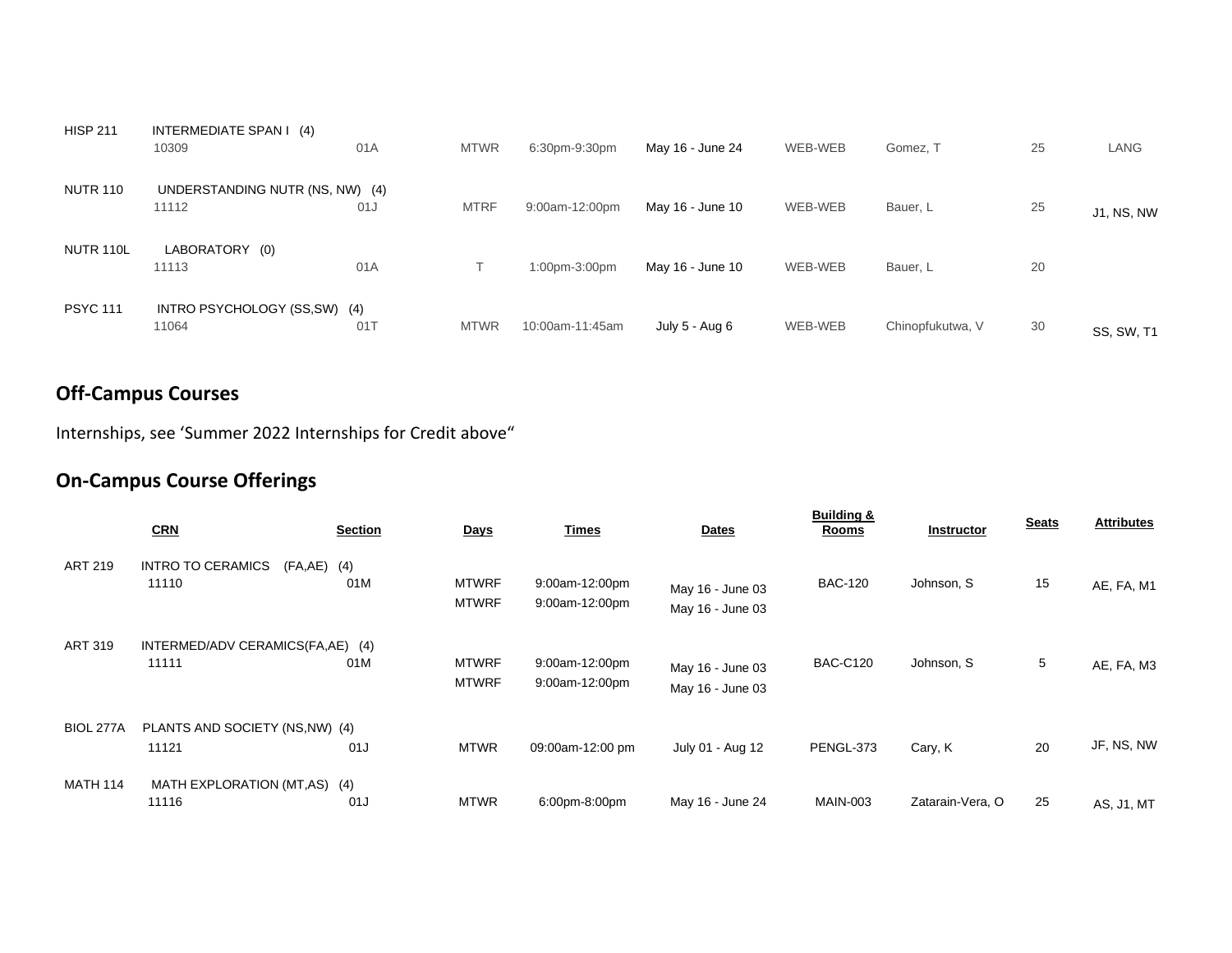| | CRN | Section | Days | Times | Dates | Building & Rooms | Instructor | Seats | Attributes |
|---|---|---|---|---|---|---|---|---|---|
| HISP 211 | INTERMEDIATE SPAN I (4) | | | | | | | | |
| | 10309 | 01A | MTWR | 6:30pm-9:30pm | May 16 - June 24 | WEB-WEB | Gomez, T | 25 | LANG |
| NUTR 110 | UNDERSTANDING NUTR (NS, NW) (4) | | | | | | | | |
| | 11112 | 01J | MTRF | 9:00am-12:00pm | May 16 - June 10 | WEB-WEB | Bauer, L | 25 | J1, NS, NW |
| NUTR 110L | LABORATORY (0) | | | | | | | | |
| | 11113 | 01A | T | 1:00pm-3:00pm | May 16 - June 10 | WEB-WEB | Bauer, L | 20 | |
| PSYC 111 | INTRO PSYCHOLOGY (SS,SW) (4) | | | | | | | | |
| | 11064 | 01T | MTWR | 10:00am-11:45am | July 5 - Aug 6 | WEB-WEB | Chinopfukutwa, V | 30 | SS, SW, T1 |

## Off-Campus Courses

Internships, see 'Summer 2022 Internships for Credit above"

## On-Campus Course Offerings

| | CRN | Section | Days | Times | Dates | Building & Rooms | Instructor | Seats | Attributes |
|---|---|---|---|---|---|---|---|---|---|
| ART 219 | INTRO TO CERAMICS (FA,AE) (4) | | | | | | | | |
| | 11110 | 01M | MTWRF | 9:00am-12:00pm | May 16 - June 03 | BAC-120 | Johnson, S | 15 | AE, FA, M1 |
| | | | MTWRF | 9:00am-12:00pm | May 16 - June 03 | | | | |
| ART 319 | INTERMED/ADV CERAMICS(FA,AE) (4) | | | | | | | | |
| | 11111 | 01M | MTWRF | 9:00am-12:00pm | May 16 - June 03 | BAC-C120 | Johnson, S | 5 | AE, FA, M3 |
| | | | MTWRF | 9:00am-12:00pm | May 16 - June 03 | | | | |
| BIOL 277A | PLANTS AND SOCIETY (NS,NW) (4) | | | | | | | | |
| | 11121 | 01J | MTWR | 09:00am-12:00 pm | July 01 - Aug 12 | PENGL-373 | Cary, K | 20 | JF, NS, NW |
| MATH 114 | MATH EXPLORATION (MT,AS) (4) | | | | | | | | |
| | 11116 | 01J | MTWR | 6:00pm-8:00pm | May 16 - June 24 | MAIN-003 | Zatarain-Vera, O | 25 | AS, J1, MT |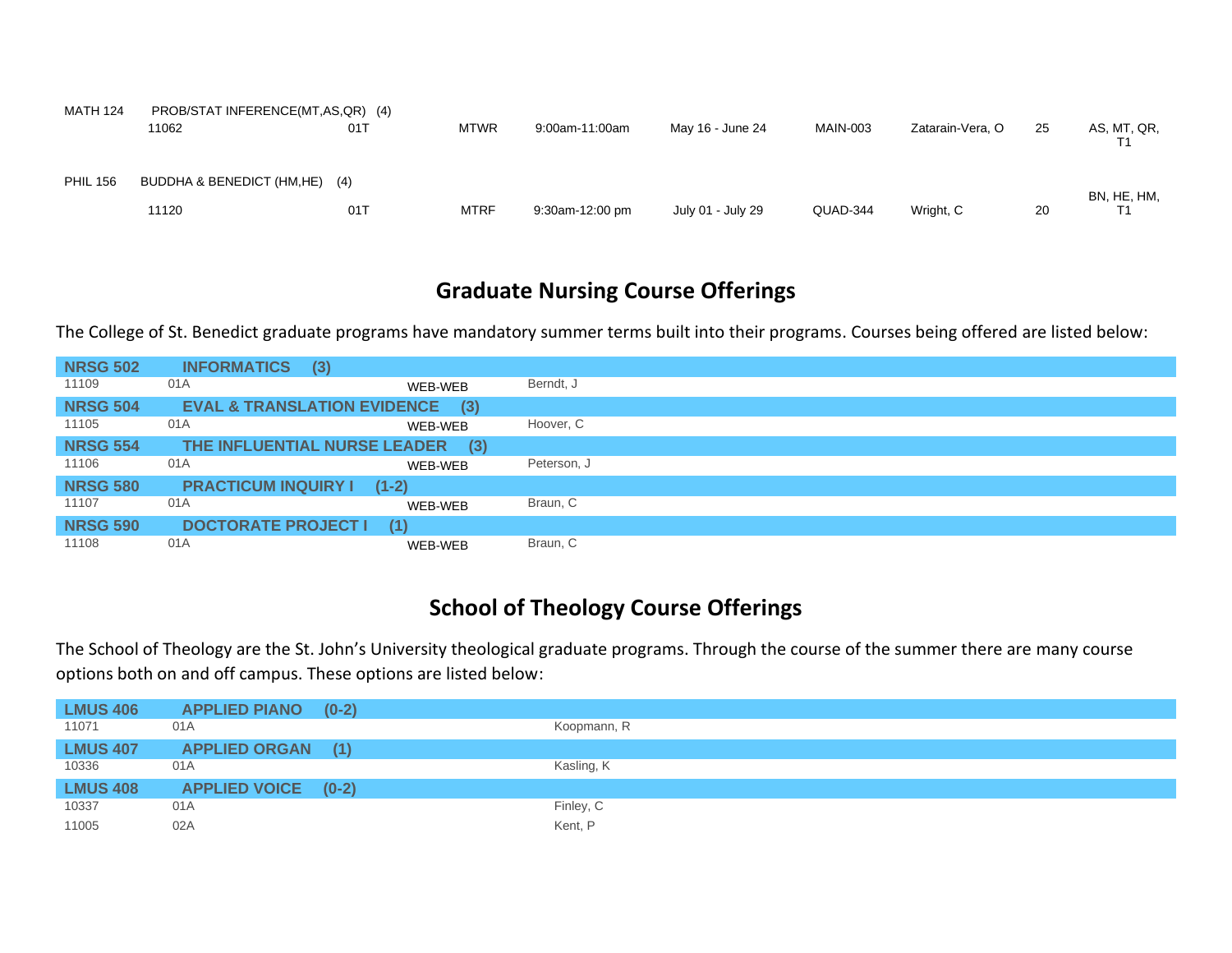| | | | | | | | | | |
|---|---|---|---|---|---|---|---|---|---|
| MATH 124 | PROB/STAT INFERENCE(MT,AS,QR) (4) | | | | | | | | |
| | 11062 | 01T | MTWR | 9:00am-11:00am | May 16 - June 24 | MAIN-003 | Zatarain-Vera, O | 25 | AS, MT, QR, T1 |
| PHIL 156 | BUDDHA & BENEDICT (HM,HE) (4) | | | | | | | | |
| | 11120 | 01T | MTRF | 9:30am-12:00 pm | July 01 - July 29 | QUAD-344 | Wright, C | 20 | BN, HE, HM, T1 |

## Graduate Nursing Course Offerings

The College of St. Benedict graduate programs have mandatory summer terms built into their programs. Courses being offered are listed below:

| | | | |
|---|---|---|---|
| **NRSG 502** | **INFORMATICS (3)** | | |
| 11109 | 01A | WEB-WEB | Berndt, J |
| **NRSG 504** | **EVAL & TRANSLATION EVIDENCE (3)** | | |
| 11105 | 01A | WEB-WEB | Hoover, C |
| **NRSG 554** | **THE INFLUENTIAL NURSE LEADER (3)** | | |
| 11106 | 01A | WEB-WEB | Peterson, J |
| **NRSG 580** | **PRACTICUM INQUIRY I (1-2)** | | |
| 11107 | 01A | WEB-WEB | Braun, C |
| **NRSG 590** | **DOCTORATE PROJECT I (1)** | | |
| 11108 | 01A | WEB-WEB | Braun, C |

## School of Theology Course Offerings

The School of Theology are the St. John's University theological graduate programs. Through the course of the summer there are many course options both on and off campus. These options are listed below:

| | | |
|---|---|---|
| **LMUS 406** | **APPLIED PIANO (0-2)** | |
| 11071 | 01A | Koopmann, R |
| **LMUS 407** | **APPLIED ORGAN (1)** | |
| 10336 | 01A | Kasling, K |
| **LMUS 408** | **APPLIED VOICE (0-2)** | |
| 10337 | 01A | Finley, C |
| 11005 | 02A | Kent, P |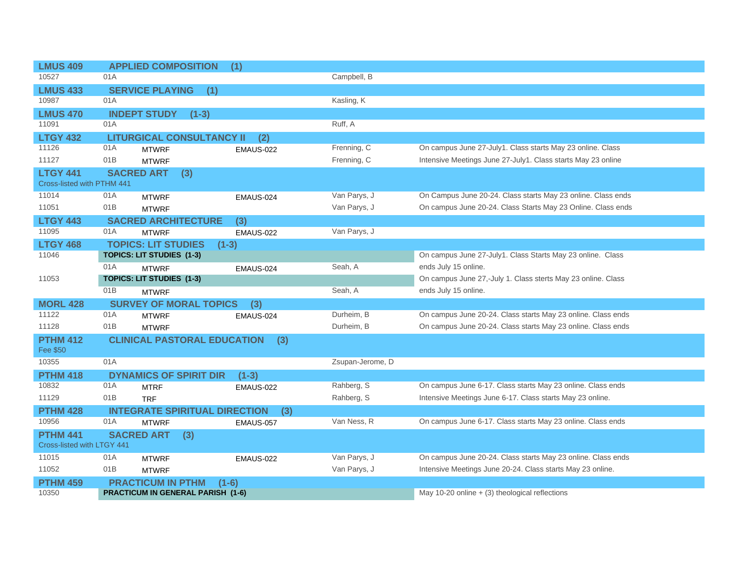| Course / CRN | Section / Title | Days | Room | Instructor | Notes |
|---|---|---|---|---|---|
| **LMUS 409** | **APPLIED COMPOSITION (1)** | | | | |
| 10527 | 01A | | | Campbell, B | |
| **LMUS 433** | **SERVICE PLAYING (1)** | | | | |
| 10987 | 01A | | | Kasling, K | |
| **LMUS 470** | **INDEPT STUDY (1-3)** | | | | |
| 11091 | 01A | | | Ruff, A | |
| **LTGY 432** | **LITURGICAL CONSULTANCY II (2)** | | | | |
| 11126 | 01A | MTWRF | EMAUS-022 | Frenning, C | On campus June 27-July1. Class starts May 23 online. Class |
| 11127 | 01B | MTWRF | | Frenning, C | Intensive Meetings June 27-July1. Class starts May 23 online |
| **LTGY 441** Cross-listed with PTHM 441 | **SACRED ART (3)** | | | | |
| 11014 | 01A | MTWRF | EMAUS-024 | Van Parys, J | On Campus June 20-24. Class starts May 23 online. Class ends |
| 11051 | 01B | MTWRF | | Van Parys, J | On campus June 20-24. Class Starts May 23 Online. Class ends |
| **LTGY 443** | **SACRED ARCHITECTURE (3)** | | | | |
| 11095 | 01A | MTWRF | EMAUS-022 | Van Parys, J | |
| **LTGY 468** | **TOPICS: LIT STUDIES (1-3)** | | | | |
| 11046 | **TOPICS: LIT STUDIES (1-3)** | | | | On campus June 27-July1. Class Starts May 23 online. Class |
| | 01A | MTWRF | EMAUS-024 | Seah, A | ends July 15 online. |
| 11053 | **TOPICS: LIT STUDIES (1-3)** | | | | On campus June 27,-July 1. Class sterts May 23 online. Class |
| | 01B | MTWRF | | Seah, A | ends July 15 online. |
| **MORL 428** | **SURVEY OF MORAL TOPICS (3)** | | | | |
| 11122 | 01A | MTWRF | EMAUS-024 | Durheim, B | On campus June 20-24. Class starts May 23 online. Class ends |
| 11128 | 01B | MTWRF | | Durheim, B | On campus June 20-24. Class starts May 23 online. Class ends |
| **PTHM 412** Fee $50 | **CLINICAL PASTORAL EDUCATION (3)** | | | | |
| 10355 | 01A | | | Zsupan-Jerome, D | |
| **PTHM 418** | **DYNAMICS OF SPIRIT DIR (1-3)** | | | | |
| 10832 | 01A | MTRF | EMAUS-022 | Rahberg, S | On campus June 6-17. Class starts May 23 online. Class ends |
| 11129 | 01B | TRF | | Rahberg, S | Intensive Meetings June 6-17. Class starts May 23 online. |
| **PTHM 428** | **INTEGRATE SPIRITUAL DIRECTION (3)** | | | | |
| 10956 | 01A | MTWRF | EMAUS-057 | Van Ness, R | On campus June 6-17. Class starts May 23 online. Class ends |
| **PTHM 441** Cross-listed with LTGY 441 | **SACRED ART (3)** | | | | |
| 11015 | 01A | MTWRF | EMAUS-022 | Van Parys, J | On campus June 20-24. Class starts May 23 online. Class ends |
| 11052 | 01B | MTWRF | | Van Parys, J | Intensive Meetings June 20-24. Class starts May 23 online. |
| **PTHM 459** | **PRACTICUM IN PTHM (1-6)** | | | | |
| 10350 | **PRACTICUM IN GENERAL PARISH (1-6)** | | | | May 10-20 online + (3) theological reflections |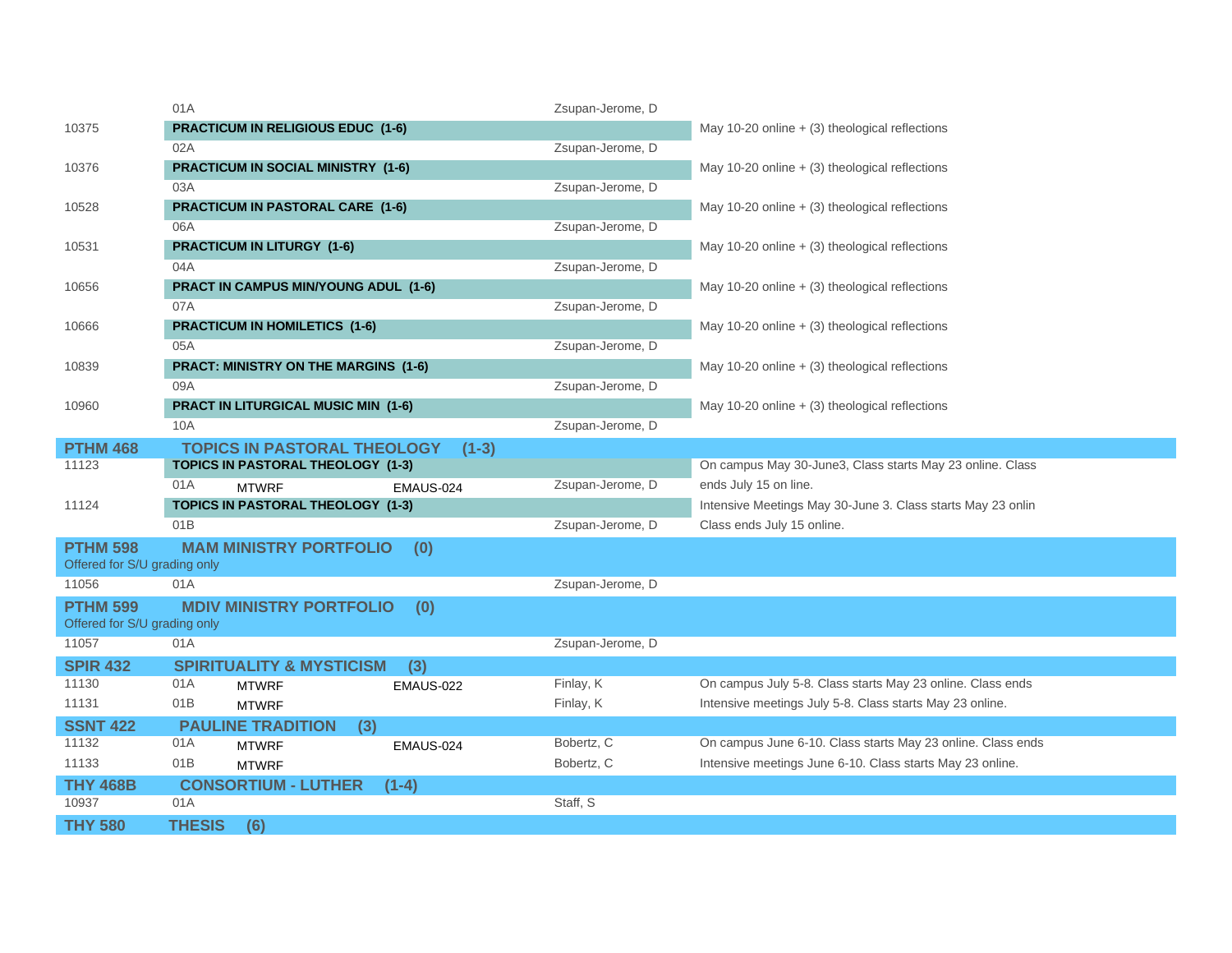| CRN | Course / Section | Days | Room | Instructor | Notes |
|---|---|---|---|---|---|
| | 01A | | | Zsupan-Jerome, D | |
| 10375 | **PRACTICUM IN RELIGIOUS EDUC (1-6)** | | | | May 10-20 online + (3) theological reflections |
| | 02A | | | Zsupan-Jerome, D | |
| 10376 | **PRACTICUM IN SOCIAL MINISTRY (1-6)** | | | | May 10-20 online + (3) theological reflections |
| | 03A | | | Zsupan-Jerome, D | |
| 10528 | **PRACTICUM IN PASTORAL CARE (1-6)** | | | | May 10-20 online + (3) theological reflections |
| | 06A | | | Zsupan-Jerome, D | |
| 10531 | **PRACTICUM IN LITURGY (1-6)** | | | | May 10-20 online + (3) theological reflections |
| | 04A | | | Zsupan-Jerome, D | |
| 10656 | **PRACT IN CAMPUS MIN/YOUNG ADUL (1-6)** | | | | May 10-20 online + (3) theological reflections |
| | 07A | | | Zsupan-Jerome, D | |
| 10666 | **PRACTICUM IN HOMILETICS (1-6)** | | | | May 10-20 online + (3) theological reflections |
| | 05A | | | Zsupan-Jerome, D | |
| 10839 | **PRACT: MINISTRY ON THE MARGINS (1-6)** | | | | May 10-20 online + (3) theological reflections |
| | 09A | | | Zsupan-Jerome, D | |
| 10960 | **PRACT IN LITURGICAL MUSIC MIN (1-6)** | | | | May 10-20 online + (3) theological reflections |
| | 10A | | | Zsupan-Jerome, D | |
| **PTHM 468** | **TOPICS IN PASTORAL THEOLOGY (1-3)** | | | | |
| 11123 | **TOPICS IN PASTORAL THEOLOGY (1-3)** | | | | On campus May 30-June3, Class starts May 23 online. Class |
| | 01A | MTWRF | EMAUS-024 | Zsupan-Jerome, D | ends July 15 on line. |
| 11124 | **TOPICS IN PASTORAL THEOLOGY (1-3)** | | | | Intensive Meetings May 30-June 3. Class starts May 23 onlin |
| | 01B | | | Zsupan-Jerome, D | Class ends July 15 online. |
| **PTHM 598** | **MAM MINISTRY PORTFOLIO (0)** — Offered for S/U grading only | | | | |
| 11056 | 01A | | | Zsupan-Jerome, D | |
| **PTHM 599** | **MDIV MINISTRY PORTFOLIO (0)** — Offered for S/U grading only | | | | |
| 11057 | 01A | | | Zsupan-Jerome, D | |
| **SPIR 432** | **SPIRITUALITY & MYSTICISM (3)** | | | | |
| 11130 | 01A | MTWRF | EMAUS-022 | Finlay, K | On campus July 5-8. Class starts May 23 online. Class ends |
| 11131 | 01B | MTWRF | | Finlay, K | Intensive meetings July 5-8. Class starts May 23 online. |
| **SSNT 422** | **PAULINE TRADITION (3)** | | | | |
| 11132 | 01A | MTWRF | EMAUS-024 | Bobertz, C | On campus June 6-10. Class starts May 23 online. Class ends |
| 11133 | 01B | MTWRF | | Bobertz, C | Intensive meetings June 6-10. Class starts May 23 online. |
| **THY 468B** | **CONSORTIUM - LUTHER (1-4)** | | | | |
| 10937 | 01A | | | Staff, S | |
| **THY 580** | **THESIS (6)** | | | | |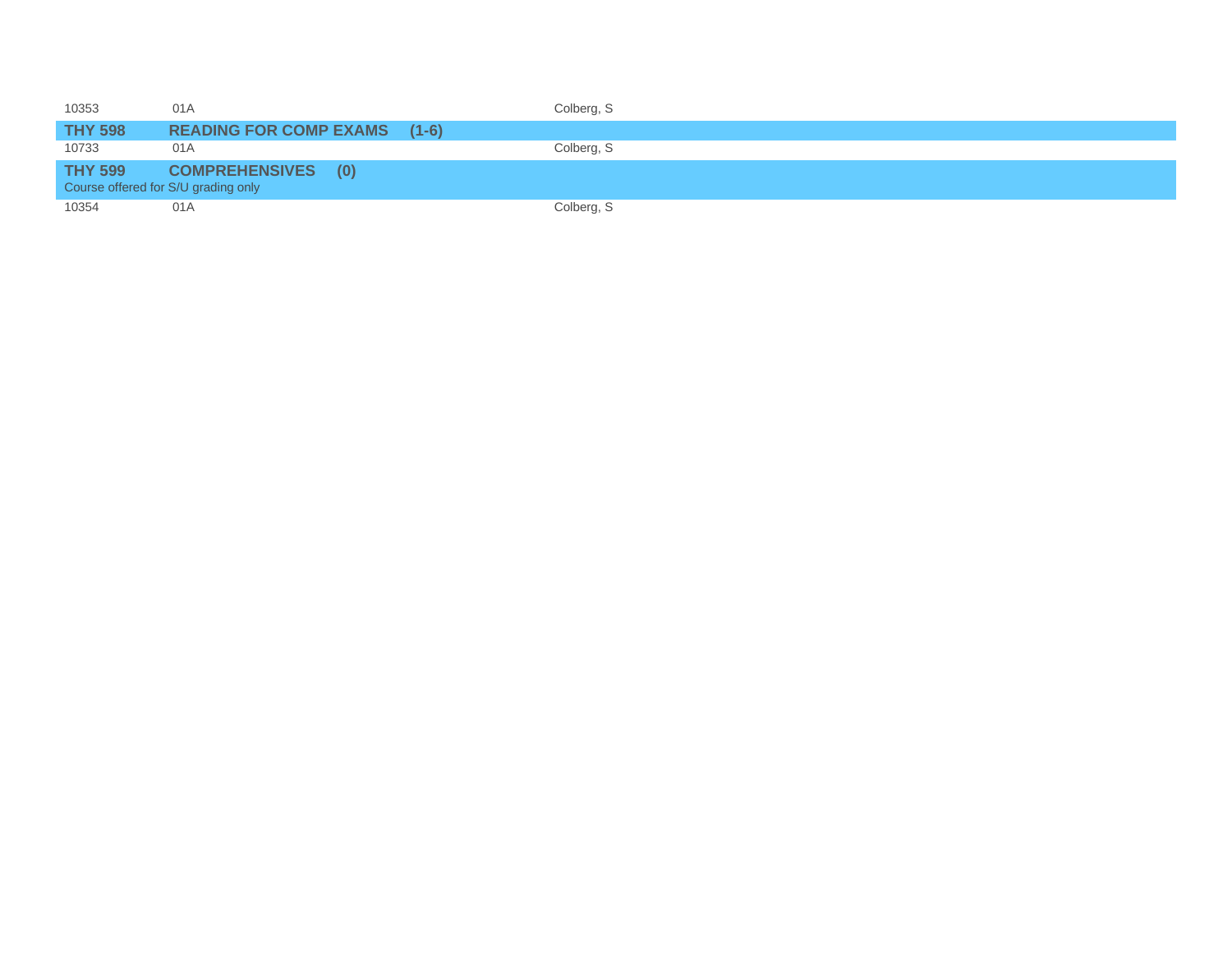| | | |
|---|---|---|
| 10353 | 01A | Colberg, S |

**THY 598 READING FOR COMP EXAMS (1-6)**

| | | |
|---|---|---|
| 10733 | 01A | Colberg, S |

**THY 599 COMPREHENSIVES (0)**

Course offered for S/U grading only

| | | |
|---|---|---|
| 10354 | 01A | Colberg, S |